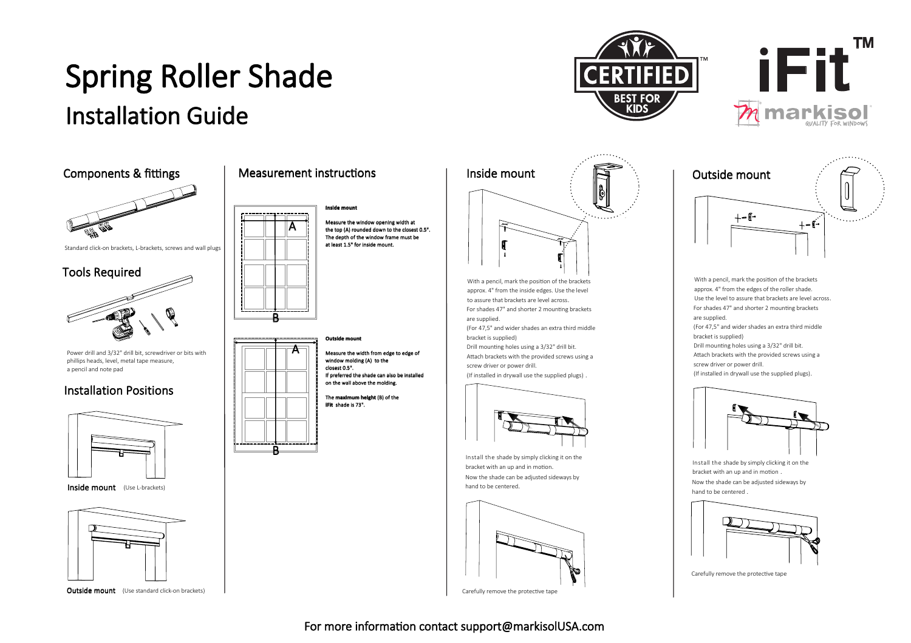# Spring Roller Shade

## Installation Guide

CERTIFIED BEST FOR KIDS

iFit™

markisol QUALITY FOR WINDOWS

## Components & fittings

Standard click-on brackets, L-brackets, screws and wall plugs

## Tools Required

Power drill and 3/32" drill bit, screwdriver or bits with phillips heads, level, metal tape measure, a pencil and note pad

## Installation Positions

**Inside mount** (Use L-brackets)

**Outside mount** (Use standard click-on brackets)

## Measurement instructions

A

B

**Inside mount**

**Measure the window opening width at the top (A) rounded down to the closest 0.5". The depth of the window frame must be at least 1.5" for inside mount.**

A

B

**Outside mount**

**Measure the width from edge to edge of window molding (A) to the closest 0.5". If preferred the shade can also be installed on the wall above the molding.**

**The maximum height (B) of the iFit shade is 73".**

## Inside mount

With a pencil, mark the position of the brackets approx. 4" from the inside edges. Use the level to assure that brackets are level across.
For shades 47" and shorter 2 mounting brackets are supplied.
(For 47,5" and wider shades an extra third middle bracket is supplied)
Drill mounting holes using a 3/32" drill bit.
Attach brackets with the provided screws using a screw driver or power drill.
(If installed in drywall use the supplied plugs) .

Install the shade by simply clicking it on the bracket with an up and in motion.
Now the shade can be adjusted sideways by hand to be centered.

Carefully remove the protective tape

## Outside mount

With a pencil, mark the position of the brackets approx. 4" from the edges of the roller shade.
Use the level to assure that brackets are level across.
For shades 47" and shorter 2 mounting brackets are supplied.
(For 47,5" and wider shades an extra third middle bracket is supplied)
Drill mounting holes using a 3/32" drill bit.
Attach brackets with the provided screws using a screw driver or power drill.
(If installed in drywall use the supplied plugs).

Install the shade by simply clicking it on the bracket with an up and in motion .
Now the shade can be adjusted sideways by hand to be centered .

Carefully remove the protective tape

For more information contact support@markisolUSA.com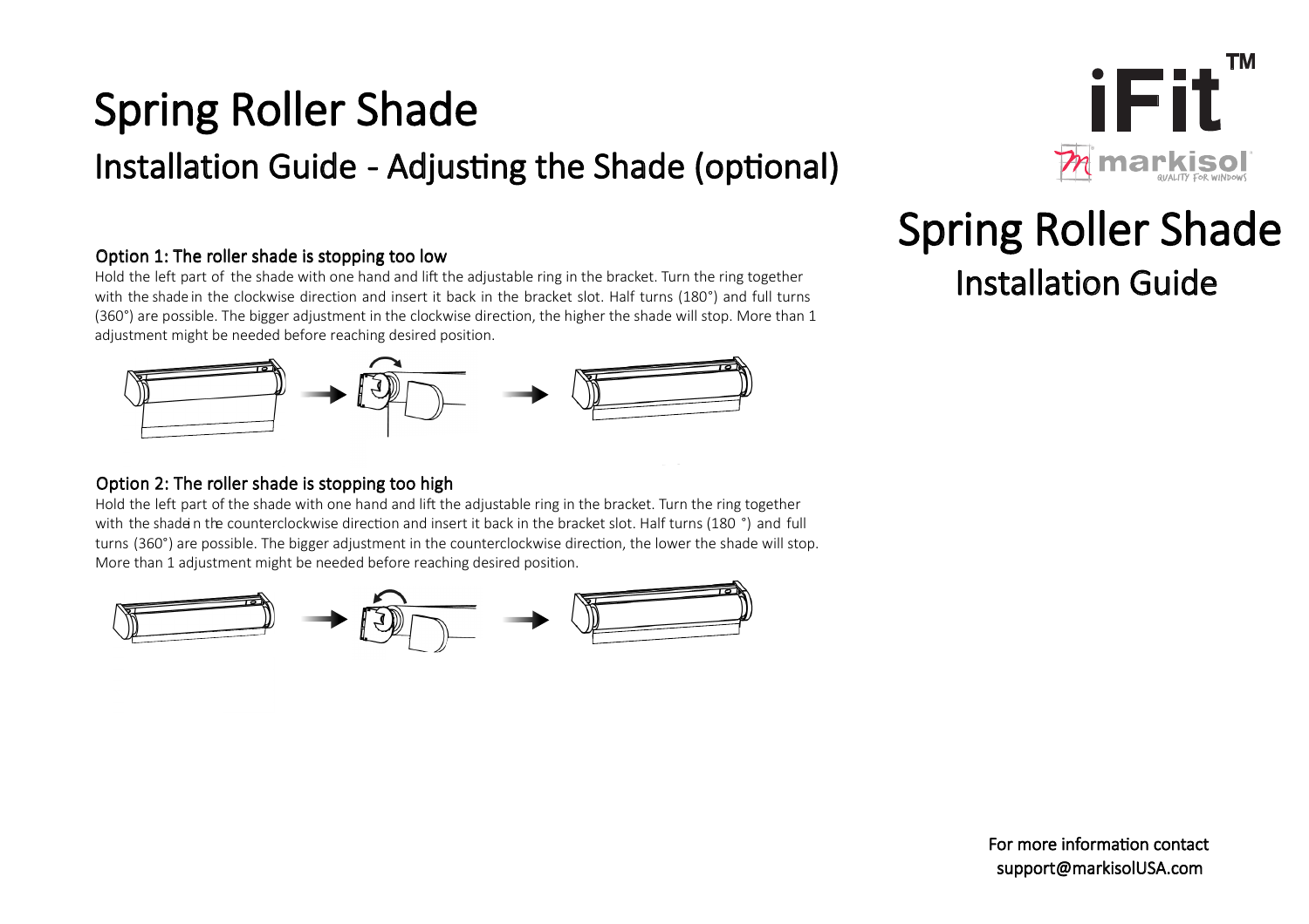# Spring Roller Shade

## Installation Guide - Adjusting the Shade (optional)

### Option 1: The roller shade is stopping too low

Hold the left part of the shade with one hand and lift the adjustable ring in the bracket. Turn the ring together with the shade in the clockwise direction and insert it back in the bracket slot. Half turns (180°) and full turns (360°) are possible. The bigger adjustment in the clockwise direction, the higher the shade will stop. More than 1 adjustment might be needed before reaching desired position.

### Option 2: The roller shade is stopping too high

Hold the left part of the shade with one hand and lift the adjustable ring in the bracket. Turn the ring together with the shade in the counterclockwise direction and insert it back in the bracket slot. Half turns (180 °) and full turns (360°) are possible. The bigger adjustment in the counterclockwise direction, the lower the shade will stop. More than 1 adjustment might be needed before reaching desired position.

iFit™

markisol QUALITY FOR WINDOWS

# Spring Roller Shade

## Installation Guide

For more information contact
support@markisolUSA.com